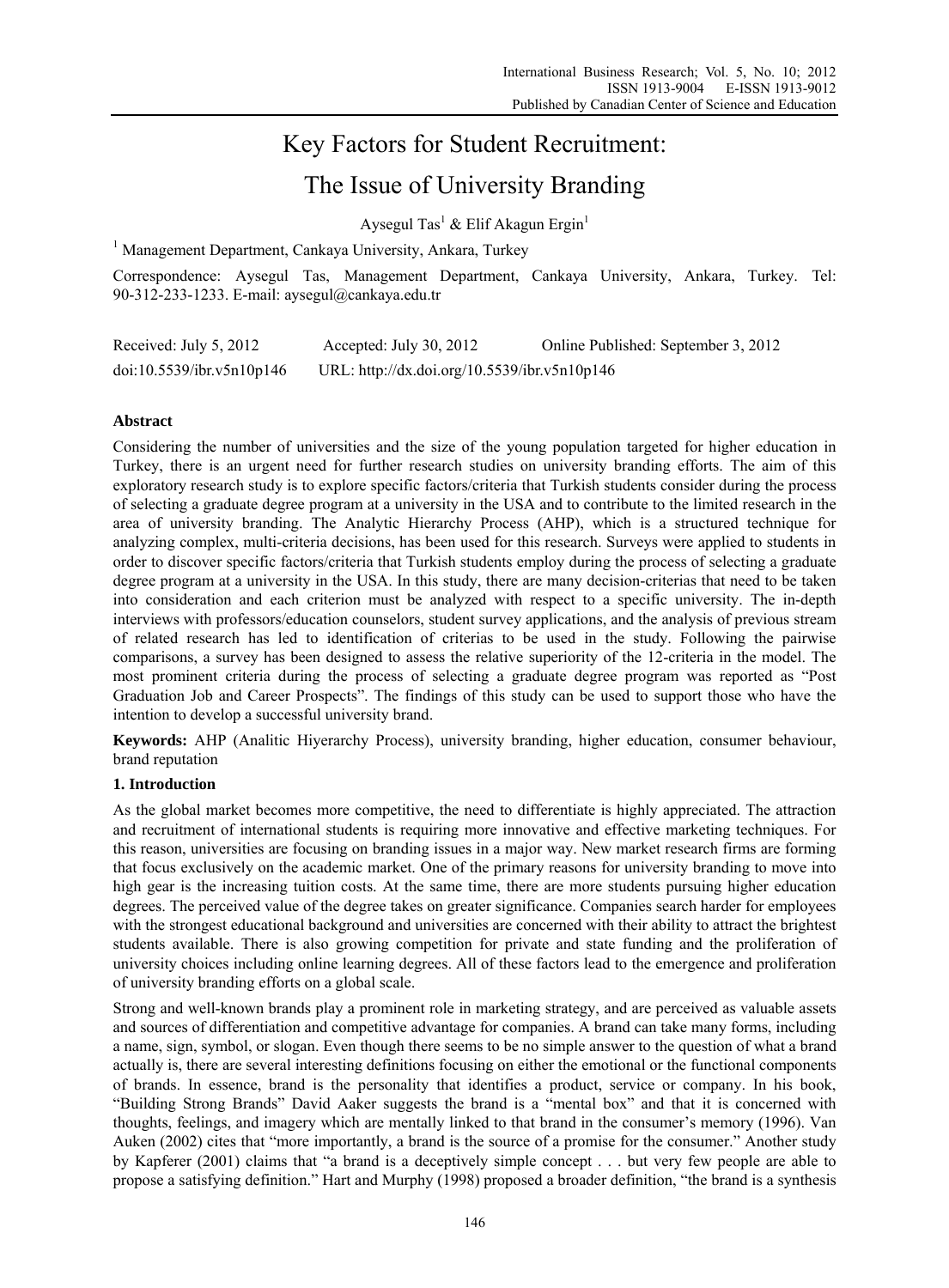# Key Factors for Student Recruitment: The Issue of University Branding

Aysegul Tas[1] & Elif Akagun Ergin[1]

[1] Management Department, Cankaya University, Ankara, Turkey

Correspondence: Aysegul Tas, Management Department, Cankaya University, Ankara, Turkey. Tel: 90-312-233-1233. E-mail: aysegul@cankaya.edu.tr

Received: July 5, 2012 Accepted: July 30, 2012 Online Published: September 3, 2012

doi:10.5539/ibr.v5n10p146 URL: http://dx.doi.org/10.5539/ibr.v5n10p146

## Abstract

Considering the number of universities and the size of the young population targeted for higher education in Turkey, there is an urgent need for further research studies on university branding efforts. The aim of this exploratory research study is to explore specific factors/criteria that Turkish students consider during the process of selecting a graduate degree program at a university in the USA and to contribute to the limited research in the area of university branding. The Analytic Hierarchy Process (AHP), which is a structured technique for analyzing complex, multi-criteria decisions, has been used for this research. Surveys were applied to students in order to discover specific factors/criteria that Turkish students employ during the process of selecting a graduate degree program at a university in the USA. In this study, there are many decision-criterias that need to be taken into consideration and each criterion must be analyzed with respect to a specific university. The in-depth interviews with professors/education counselors, student survey applications, and the analysis of previous stream of related research has led to identification of criterias to be used in the study. Following the pairwise comparisons, a survey has been designed to assess the relative superiority of the 12-criteria in the model. The most prominent criteria during the process of selecting a graduate degree program was reported as "Post Graduation Job and Career Prospects". The findings of this study can be used to support those who have the intention to develop a successful university brand.

**Keywords:** AHP (Analitic Hiyerarchy Process), university branding, higher education, consumer behaviour, brand reputation

## 1. Introduction

As the global market becomes more competitive, the need to differentiate is highly appreciated. The attraction and recruitment of international students is requiring more innovative and effective marketing techniques. For this reason, universities are focusing on branding issues in a major way. New market research firms are forming that focus exclusively on the academic market. One of the primary reasons for university branding to move into high gear is the increasing tuition costs. At the same time, there are more students pursuing higher education degrees. The perceived value of the degree takes on greater significance. Companies search harder for employees with the strongest educational background and universities are concerned with their ability to attract the brightest students available. There is also growing competition for private and state funding and the proliferation of university choices including online learning degrees. All of these factors lead to the emergence and proliferation of university branding efforts on a global scale.

Strong and well-known brands play a prominent role in marketing strategy, and are perceived as valuable assets and sources of differentiation and competitive advantage for companies. A brand can take many forms, including a name, sign, symbol, or slogan. Even though there seems to be no simple answer to the question of what a brand actually is, there are several interesting definitions focusing on either the emotional or the functional components of brands. In essence, brand is the personality that identifies a product, service or company. In his book, "Building Strong Brands" David Aaker suggests the brand is a "mental box" and that it is concerned with thoughts, feelings, and imagery which are mentally linked to that brand in the consumer's memory (1996). Van Auken (2002) cites that "more importantly, a brand is the source of a promise for the consumer." Another study by Kapferer (2001) claims that "a brand is a deceptively simple concept . . . but very few people are able to propose a satisfying definition." Hart and Murphy (1998) proposed a broader definition, "the brand is a synthesis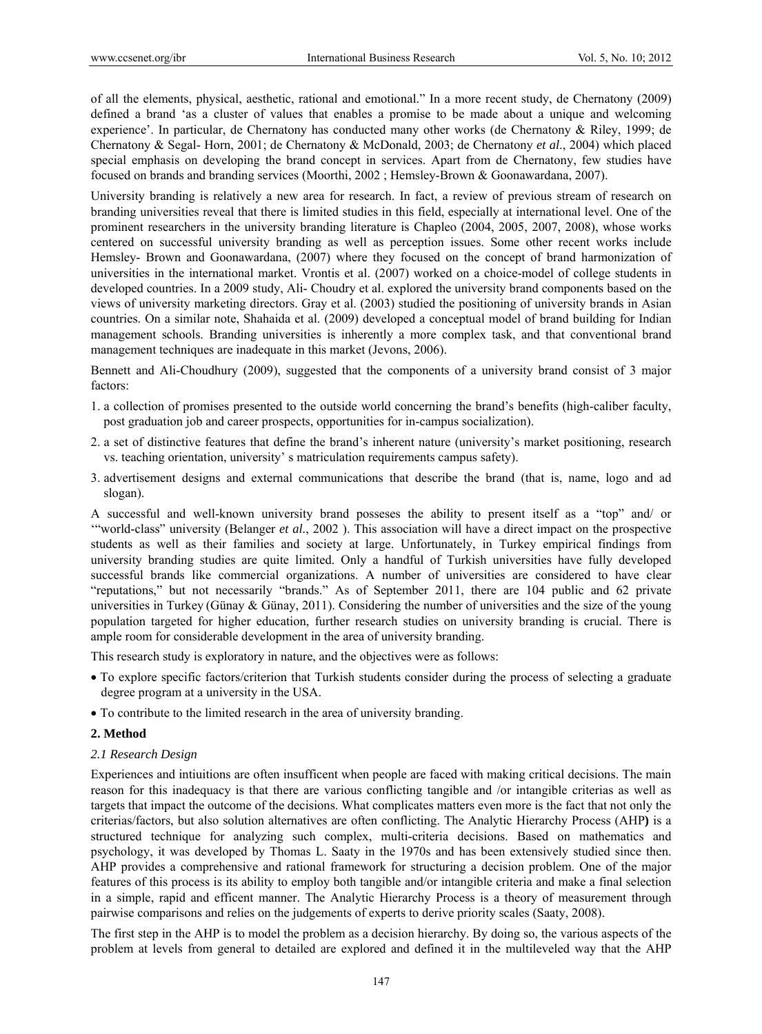of all the elements, physical, aesthetic, rational and emotional." In a more recent study, de Chernatony (2009) defined a brand 'as a cluster of values that enables a promise to be made about a unique and welcoming experience'. In particular, de Chernatony has conducted many other works (de Chernatony & Riley, 1999; de Chernatony & Segal- Horn, 2001; de Chernatony & McDonald, 2003; de Chernatony *et al*., 2004) which placed special emphasis on developing the brand concept in services. Apart from de Chernatony, few studies have focused on brands and branding services (Moorthi, 2002 ; Hemsley-Brown & Goonawardana, 2007).

University branding is relatively a new area for research. In fact, a review of previous stream of research on branding universities reveal that there is limited studies in this field, especially at international level. One of the prominent researchers in the university branding literature is Chapleo (2004, 2005, 2007, 2008), whose works centered on successful university branding as well as perception issues. Some other recent works include Hemsley- Brown and Goonawardana, (2007) where they focused on the concept of brand harmonization of universities in the international market. Vrontis et al. (2007) worked on a choice-model of college students in developed countries. In a 2009 study, Ali- Choudry et al. explored the university brand components based on the views of university marketing directors. Gray et al. (2003) studied the positioning of university brands in Asian countries. On a similar note, Shahaida et al. (2009) developed a conceptual model of brand building for Indian management schools. Branding universities is inherently a more complex task, and that conventional brand management techniques are inadequate in this market (Jevons, 2006).

Bennett and Ali-Choudhury (2009), suggested that the components of a university brand consist of 3 major factors:

1. a collection of promises presented to the outside world concerning the brand's benefits (high-caliber faculty, post graduation job and career prospects, opportunities for in-campus socialization).
2. a set of distinctive features that define the brand's inherent nature (university's market positioning, research vs. teaching orientation, university' s matriculation requirements campus safety).
3. advertisement designs and external communications that describe the brand (that is, name, logo and ad slogan).

A successful and well-known university brand posseses the ability to present itself as a "top" and/ or '"world-class" university (Belanger *et al*., 2002 ). This association will have a direct impact on the prospective students as well as their families and society at large. Unfortunately, in Turkey empirical findings from university branding studies are quite limited. Only a handful of Turkish universities have fully developed successful brands like commercial organizations. A number of universities are considered to have clear "reputations," but not necessarily "brands." As of September 2011, there are 104 public and 62 private universities in Turkey (Günay & Günay, 2011). Considering the number of universities and the size of the young population targeted for higher education, further research studies on university branding is crucial. There is ample room for considerable development in the area of university branding.

This research study is exploratory in nature, and the objectives were as follows:

- To explore specific factors/criterion that Turkish students consider during the process of selecting a graduate degree program at a university in the USA.
- To contribute to the limited research in the area of university branding.

## 2. Method

### 2.1 Research Design

Experiences and intiuitions are often insufficent when people are faced with making critical decisions. The main reason for this inadequacy is that there are various conflicting tangible and /or intangible criterias as well as targets that impact the outcome of the decisions. What complicates matters even more is the fact that not only the criterias/factors, but also solution alternatives are often conflicting. The Analytic Hierarchy Process (AHP**)** is a structured technique for analyzing such complex, multi-criteria decisions. Based on mathematics and psychology, it was developed by Thomas L. Saaty in the 1970s and has been extensively studied since then. AHP provides a comprehensive and rational framework for structuring a decision problem. One of the major features of this process is its ability to employ both tangible and/or intangible criteria and make a final selection in a simple, rapid and efficent manner. The Analytic Hierarchy Process is a theory of measurement through pairwise comparisons and relies on the judgements of experts to derive priority scales (Saaty, 2008).

The first step in the AHP is to model the problem as a decision hierarchy. By doing so, the various aspects of the problem at levels from general to detailed are explored and defined it in the multileveled way that the AHP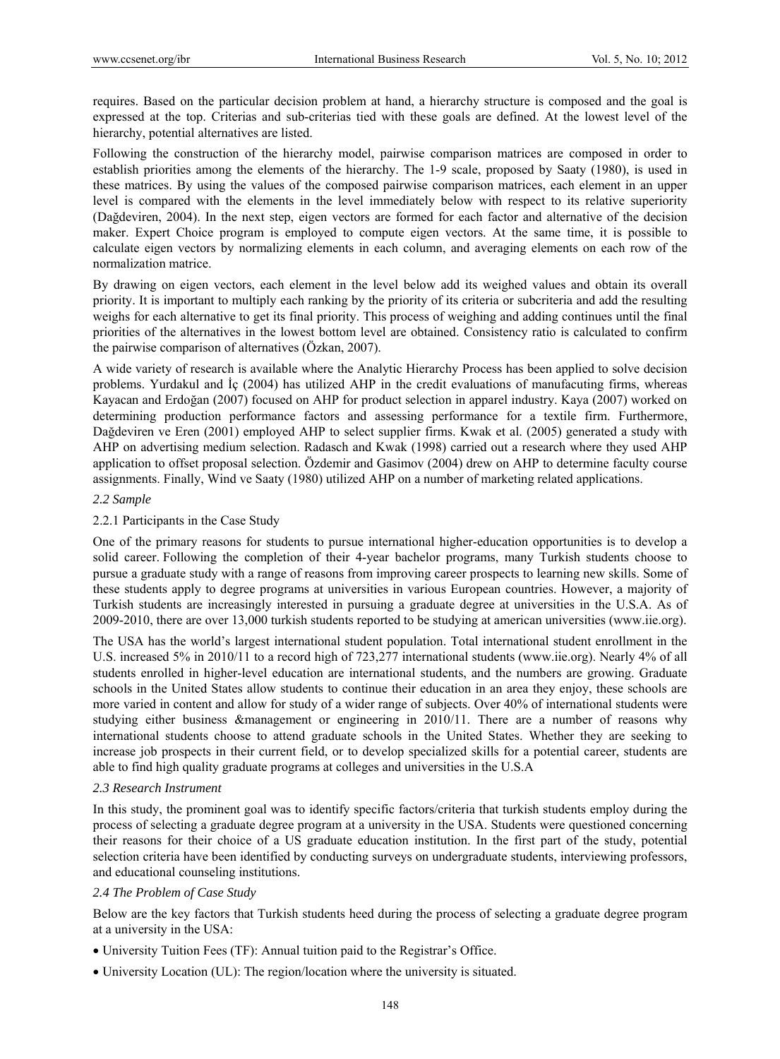requires. Based on the particular decision problem at hand, a hierarchy structure is composed and the goal is expressed at the top. Criterias and sub-criterias tied with these goals are defined. At the lowest level of the hierarchy, potential alternatives are listed.

Following the construction of the hierarchy model, pairwise comparison matrices are composed in order to establish priorities among the elements of the hierarchy. The 1-9 scale, proposed by Saaty (1980), is used in these matrices. By using the values of the composed pairwise comparison matrices, each element in an upper level is compared with the elements in the level immediately below with respect to its relative superiority (Dağdeviren, 2004). In the next step, eigen vectors are formed for each factor and alternative of the decision maker. Expert Choice program is employed to compute eigen vectors. At the same time, it is possible to calculate eigen vectors by normalizing elements in each column, and averaging elements on each row of the normalization matrice.

By drawing on eigen vectors, each element in the level below add its weighed values and obtain its overall priority. It is important to multiply each ranking by the priority of its criteria or subcriteria and add the resulting weighs for each alternative to get its final priority. This process of weighing and adding continues until the final priorities of the alternatives in the lowest bottom level are obtained. Consistency ratio is calculated to confirm the pairwise comparison of alternatives (Özkan, 2007).

A wide variety of research is available where the Analytic Hierarchy Process has been applied to solve decision problems. Yurdakul and İç (2004) has utilized AHP in the credit evaluations of manufacuting firms, whereas Kayacan and Erdoğan (2007) focused on AHP for product selection in apparel industry. Kaya (2007) worked on determining production performance factors and assessing performance for a textile firm. Furthermore, Dağdeviren ve Eren (2001) employed AHP to select supplier firms. Kwak et al. (2005) generated a study with AHP on advertising medium selection. Radasch and Kwak (1998) carried out a research where they used AHP application to offset proposal selection. Özdemir and Gasimov (2004) drew on AHP to determine faculty course assignments. Finally, Wind ve Saaty (1980) utilized AHP on a number of marketing related applications.

### *2.2 Sample*

#### 2.2.1 Participants in the Case Study

One of the primary reasons for students to pursue international higher-education opportunities is to develop a solid career. Following the completion of their 4-year bachelor programs, many Turkish students choose to pursue a graduate study with a range of reasons from improving career prospects to learning new skills. Some of these students apply to degree programs at universities in various European countries. However, a majority of Turkish students are increasingly interested in pursuing a graduate degree at universities in the U.S.A. As of 2009-2010, there are over 13,000 turkish students reported to be studying at american universities (www.iie.org).

The USA has the world's largest international student population. Total international student enrollment in the U.S. increased 5% in 2010/11 to a record high of 723,277 international students (www.iie.org). Nearly 4% of all students enrolled in higher-level education are international students, and the numbers are growing. Graduate schools in the United States allow students to continue their education in an area they enjoy, these schools are more varied in content and allow for study of a wider range of subjects. Over 40% of international students were studying either business &management or engineering in 2010/11. There are a number of reasons why international students choose to attend graduate schools in the United States. Whether they are seeking to increase job prospects in their current field, or to develop specialized skills for a potential career, students are able to find high quality graduate programs at colleges and universities in the U.S.A

### *2.3 Research Instrument*

In this study, the prominent goal was to identify specific factors/criteria that turkish students employ during the process of selecting a graduate degree program at a university in the USA. Students were questioned concerning their reasons for their choice of a US graduate education institution. In the first part of the study, potential selection criteria have been identified by conducting surveys on undergraduate students, interviewing professors, and educational counseling institutions.

### *2.4 The Problem of Case Study*

Below are the key factors that Turkish students heed during the process of selecting a graduate degree program at a university in the USA:

- University Tuition Fees (TF): Annual tuition paid to the Registrar's Office.
- University Location (UL): The region/location where the university is situated.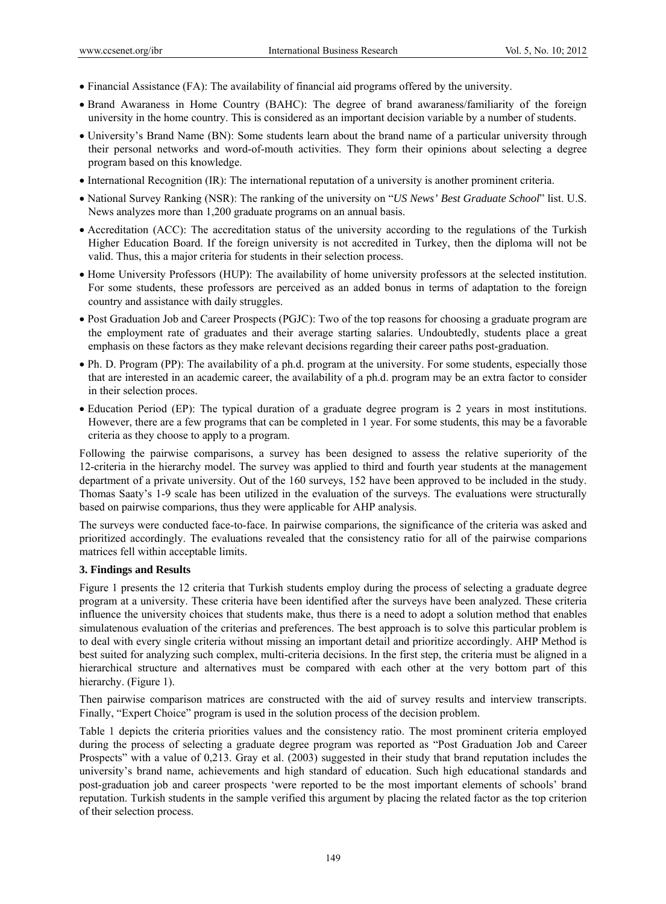- Financial Assistance (FA): The availability of financial aid programs offered by the university.
- Brand Awareness in Home Country (BAHC): The degree of brand awareness/familiarity of the foreign university in the home country. This is considered as an important decision variable by a number of students.
- University's Brand Name (BN): Some students learn about the brand name of a particular university through their personal networks and word-of-mouth activities. They form their opinions about selecting a degree program based on this knowledge.
- International Recognition (IR): The international reputation of a university is another prominent criteria.
- National Survey Ranking (NSR): The ranking of the university on "*US News' Best Graduate School*" list. U.S. News analyzes more than 1,200 graduate programs on an annual basis.
- Accreditation (ACC): The accreditation status of the university according to the regulations of the Turkish Higher Education Board. If the foreign university is not accredited in Turkey, then the diploma will not be valid. Thus, this a major criteria for students in their selection process.
- Home University Professors (HUP): The availability of home university professors at the selected institution. For some students, these professors are perceived as an added bonus in terms of adaptation to the foreign country and assistance with daily struggles.
- Post Graduation Job and Career Prospects (PGJC): Two of the top reasons for choosing a graduate program are the employment rate of graduates and their average starting salaries. Undoubtedly, students place a great emphasis on these factors as they make relevant decisions regarding their career paths post-graduation.
- Ph. D. Program (PP): The availability of a ph.d. program at the university. For some students, especially those that are interested in an academic career, the availability of a ph.d. program may be an extra factor to consider in their selection proces.
- Education Period (EP): The typical duration of a graduate degree program is 2 years in most institutions. However, there are a few programs that can be completed in 1 year. For some students, this may be a favorable criteria as they choose to apply to a program.

Following the pairwise comparisons, a survey has been designed to assess the relative superiority of the 12-criteria in the hierarchy model. The survey was applied to third and fourth year students at the management department of a private university. Out of the 160 surveys, 152 have been approved to be included in the study. Thomas Saaty's 1-9 scale has been utilized in the evaluation of the surveys. The evaluations were structurally based on pairwise comparions, thus they were applicable for AHP analysis.

The surveys were conducted face-to-face. In pairwise comparions, the significance of the criteria was asked and prioritized accordingly. The evaluations revealed that the consistency ratio for all of the pairwise comparions matrices fell within acceptable limits.

### 3. Findings and Results

Figure 1 presents the 12 criteria that Turkish students employ during the process of selecting a graduate degree program at a university. These criteria have been identified after the surveys have been analyzed. These criteria influence the university choices that students make, thus there is a need to adopt a solution method that enables simulatenous evaluation of the criterias and preferences. The best approach is to solve this particular problem is to deal with every single criteria without missing an important detail and prioritize accordingly. AHP Method is best suited for analyzing such complex, multi-criteria decisions. In the first step, the criteria must be aligned in a hierarchical structure and alternatives must be compared with each other at the very bottom part of this hierarchy. (Figure 1).

Then pairwise comparison matrices are constructed with the aid of survey results and interview transcripts. Finally, "Expert Choice" program is used in the solution process of the decision problem.

Table 1 depicts the criteria priorities values and the consistency ratio. The most prominent criteria employed during the process of selecting a graduate degree program was reported as "Post Graduation Job and Career Prospects" with a value of 0,213. Gray et al. (2003) suggested in their study that brand reputation includes the university's brand name, achievements and high standard of education. Such high educational standards and post-graduation job and career prospects 'were reported to be the most important elements of schools' brand reputation. Turkish students in the sample verified this argument by placing the related factor as the top criterion of their selection process.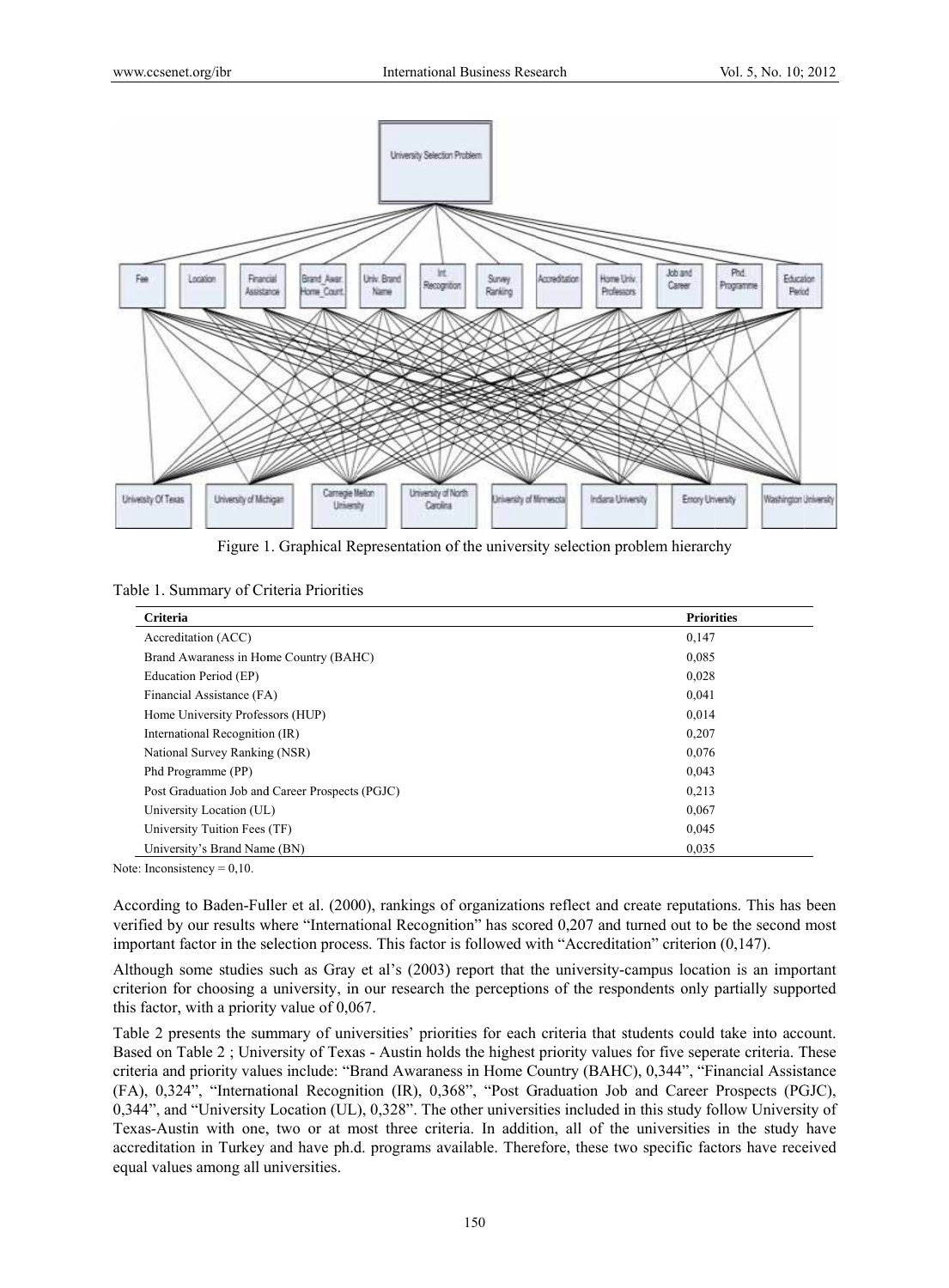Figure 1. Graphical Representation of the university selection problem hierarchy

Table 1. Summary of Criteria Priorities

| Criteria | Priorities |
|---|---|
| Accreditation (ACC) | 0,147 |
| Brand Awaraness in Home Country (BAHC) | 0,085 |
| Education Period (EP) | 0,028 |
| Financial Assistance (FA) | 0,041 |
| Home University Professors (HUP) | 0,014 |
| International Recognition (IR) | 0,207 |
| National Survey Ranking (NSR) | 0,076 |
| Phd Programme (PP) | 0,043 |
| Post Graduation Job and Career Prospects (PGJC) | 0,213 |
| University Location (UL) | 0,067 |
| University Tuition Fees (TF) | 0,045 |
| University's Brand Name (BN) | 0,035 |

Note: Inconsistency = 0,10.

According to Baden-Fuller et al. (2000), rankings of organizations reflect and create reputations. This has been verified by our results where "International Recognition" has scored 0,207 and turned out to be the second most important factor in the selection process. This factor is followed with "Accreditation" criterion (0,147).

Although some studies such as Gray et al's (2003) report that the university-campus location is an important criterion for choosing a university, in our research the perceptions of the respondents only partially supported this factor, with a priority value of 0,067.

Table 2 presents the summary of universities' priorities for each criteria that students could take into account. Based on Table 2 ; University of Texas - Austin holds the highest priority values for five seperate criteria. These criteria and priority values include: "Brand Awaraness in Home Country (BAHC), 0,344", "Financial Assistance (FA), 0,324", "International Recognition (IR), 0,368", "Post Graduation Job and Career Prospects (PGJC), 0,344", and "University Location (UL), 0,328". The other universities included in this study follow University of Texas-Austin with one, two or at most three criteria. In addition, all of the universities in the study have accreditation in Turkey and have ph.d. programs available. Therefore, these two specific factors have received equal values among all universities.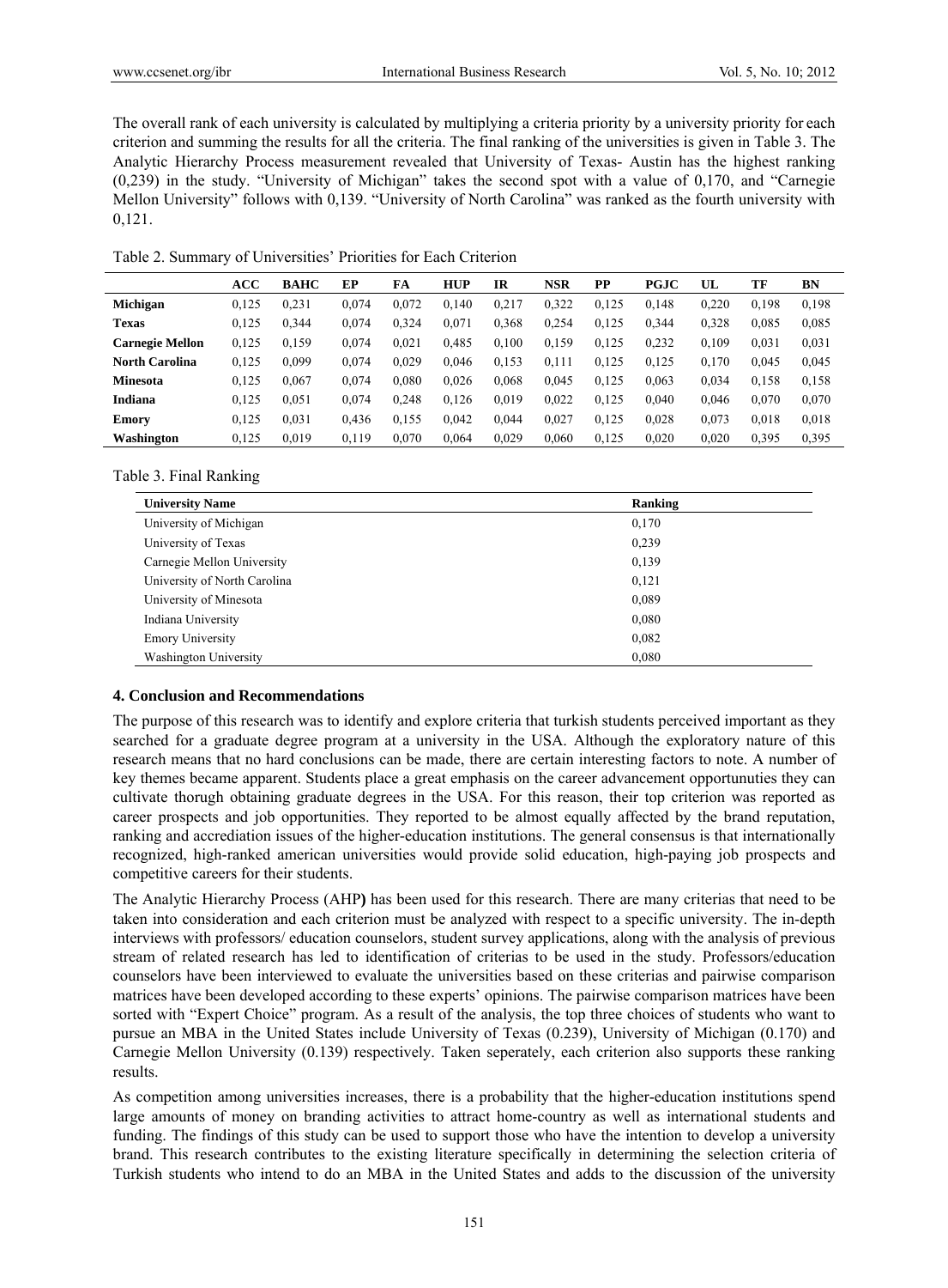The overall rank of each university is calculated by multiplying a criteria priority by a university priority for each criterion and summing the results for all the criteria. The final ranking of the universities is given in Table 3. The Analytic Hierarchy Process measurement revealed that University of Texas- Austin has the highest ranking (0,239) in the study. "University of Michigan" takes the second spot with a value of 0,170, and "Carnegie Mellon University" follows with 0,139. "University of North Carolina" was ranked as the fourth university with 0,121.

Table 2. Summary of Universities' Priorities for Each Criterion

| | ACC | BAHC | EP | FA | HUP | IR | NSR | PP | PGJC | UL | TF | BN |
|---|---|---|---|---|---|---|---|---|---|---|---|---|
| **Michigan** | 0,125 | 0,231 | 0,074 | 0,072 | 0,140 | 0,217 | 0,322 | 0,125 | 0,148 | 0,220 | 0,198 | 0,198 |
| **Texas** | 0,125 | 0,344 | 0,074 | 0,324 | 0,071 | 0,368 | 0,254 | 0,125 | 0,344 | 0,328 | 0,085 | 0,085 |
| **Carnegie Mellon** | 0,125 | 0,159 | 0,074 | 0,021 | 0,485 | 0,100 | 0,159 | 0,125 | 0,232 | 0,109 | 0,031 | 0,031 |
| **North Carolina** | 0,125 | 0,099 | 0,074 | 0,029 | 0,046 | 0,153 | 0,111 | 0,125 | 0,125 | 0,170 | 0,045 | 0,045 |
| **Minesota** | 0,125 | 0,067 | 0,074 | 0,080 | 0,026 | 0,068 | 0,045 | 0,125 | 0,063 | 0,034 | 0,158 | 0,158 |
| **Indiana** | 0,125 | 0,051 | 0,074 | 0,248 | 0,126 | 0,019 | 0,022 | 0,125 | 0,040 | 0,046 | 0,070 | 0,070 |
| **Emory** | 0,125 | 0,031 | 0,436 | 0,155 | 0,042 | 0,044 | 0,027 | 0,125 | 0,028 | 0,073 | 0,018 | 0,018 |
| **Washington** | 0,125 | 0,019 | 0,119 | 0,070 | 0,064 | 0,029 | 0,060 | 0,125 | 0,020 | 0,020 | 0,395 | 0,395 |

Table 3. Final Ranking

| University Name | Ranking |
|---|---|
| University of Michigan | 0,170 |
| University of Texas | 0,239 |
| Carnegie Mellon University | 0,139 |
| University of North Carolina | 0,121 |
| University of Minesota | 0,089 |
| Indiana University | 0,080 |
| Emory University | 0,082 |
| Washington University | 0,080 |

## 4. Conclusion and Recommendations

The purpose of this research was to identify and explore criteria that turkish students perceived important as they searched for a graduate degree program at a university in the USA. Although the exploratory nature of this research means that no hard conclusions can be made, there are certain interesting factors to note. A number of key themes became apparent. Students place a great emphasis on the career advancement opportunuties they can cultivate thorugh obtaining graduate degrees in the USA. For this reason, their top criterion was reported as career prospects and job opportunities. They reported to be almost equally affected by the brand reputation, ranking and accrediation issues of the higher-education institutions. The general consensus is that internationally recognized, high-ranked american universities would provide solid education, high-paying job prospects and competitive careers for their students.

The Analytic Hierarchy Process (AHP**)** has been used for this research. There are many criterias that need to be taken into consideration and each criterion must be analyzed with respect to a specific university. The in-depth interviews with professors/ education counselors, student survey applications, along with the analysis of previous stream of related research has led to identification of criterias to be used in the study. Professors/education counselors have been interviewed to evaluate the universities based on these criterias and pairwise comparison matrices have been developed according to these experts' opinions. The pairwise comparison matrices have been sorted with "Expert Choice" program. As a result of the analysis, the top three choices of students who want to pursue an MBA in the United States include University of Texas (0.239), University of Michigan (0.170) and Carnegie Mellon University (0.139) respectively. Taken seperately, each criterion also supports these ranking results.

As competition among universities increases, there is a probability that the higher-education institutions spend large amounts of money on branding activities to attract home-country as well as international students and funding. The findings of this study can be used to support those who have the intention to develop a university brand. This research contributes to the existing literature specifically in determining the selection criteria of Turkish students who intend to do an MBA in the United States and adds to the discussion of the university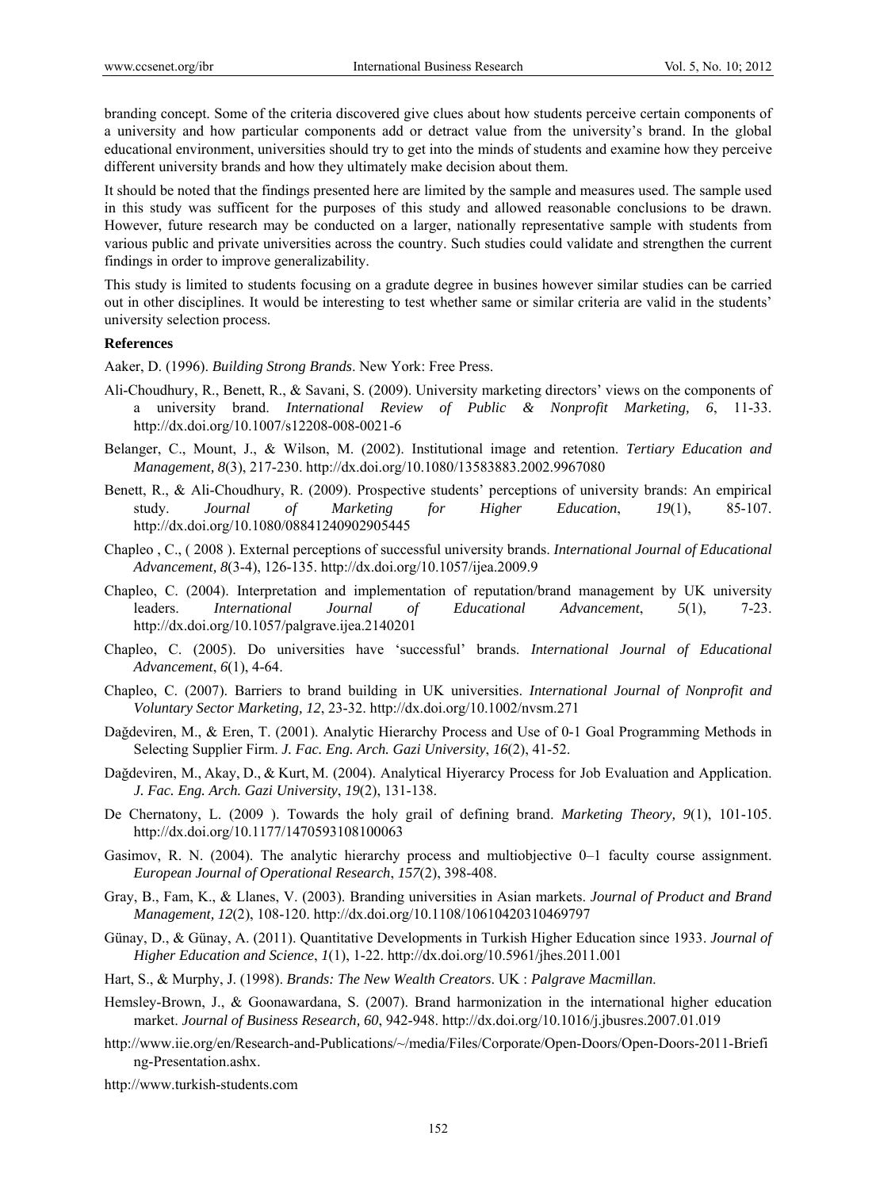branding concept. Some of the criteria discovered give clues about how students perceive certain components of a university and how particular components add or detract value from the university's brand. In the global educational environment, universities should try to get into the minds of students and examine how they perceive different university brands and how they ultimately make decision about them.

It should be noted that the findings presented here are limited by the sample and measures used. The sample used in this study was sufficent for the purposes of this study and allowed reasonable conclusions to be drawn. However, future research may be conducted on a larger, nationally representative sample with students from various public and private universities across the country. Such studies could validate and strengthen the current findings in order to improve generalizability.

This study is limited to students focusing on a gradute degree in busines however similar studies can be carried out in other disciplines. It would be interesting to test whether same or similar criteria are valid in the students' university selection process.

**References**

Aaker, D. (1996). *Building Strong Brands*. New York: Free Press.

Ali-Choudhury, R., Benett, R., & Savani, S. (2009). University marketing directors' views on the components of a university brand. *International Review of Public & Nonprofit Marketing, 6*, 11-33. http://dx.doi.org/10.1007/s12208-008-0021-6

Belanger, C., Mount, J., & Wilson, M. (2002). Institutional image and retention. *Tertiary Education and Management, 8*(3), 217-230. http://dx.doi.org/10.1080/13583883.2002.9967080

Benett, R., & Ali-Choudhury, R. (2009). Prospective students' perceptions of university brands: An empirical study. *Journal of Marketing for Higher Education*, *19*(1), 85-107. http://dx.doi.org/10.1080/08841240902905445

Chapleo , C., ( 2008 ). External perceptions of successful university brands. *International Journal of Educational Advancement, 8*(3-4), 126-135. http://dx.doi.org/10.1057/ijea.2009.9

Chapleo, C. (2004). Interpretation and implementation of reputation/brand management by UK university leaders. *International Journal of Educational Advancement*, *5*(1), 7-23. http://dx.doi.org/10.1057/palgrave.ijea.2140201

Chapleo, C. (2005). Do universities have 'successful' brands. *International Journal of Educational Advancement*, *6*(1), 4-64.

Chapleo, C. (2007). Barriers to brand building in UK universities. *International Journal of Nonprofit and Voluntary Sector Marketing, 12*, 23-32. http://dx.doi.org/10.1002/nvsm.271

Dağdeviren, M., & Eren, T. (2001). Analytic Hierarchy Process and Use of 0-1 Goal Programming Methods in Selecting Supplier Firm. *J. Fac. Eng. Arch. Gazi University*, *16*(2), 41-52.

Dağdeviren, M., Akay, D., & Kurt, M. (2004). Analytical Hiyerarcy Process for Job Evaluation and Application. *J. Fac. Eng. Arch. Gazi University*, *19*(2), 131-138.

De Chernatony, L. (2009 ). Towards the holy grail of defining brand. *Marketing Theory, 9*(1), 101-105. http://dx.doi.org/10.1177/1470593108100063

Gasimov, R. N. (2004). The analytic hierarchy process and multiobjective 0–1 faculty course assignment. *European Journal of Operational Research*, *157*(2), 398-408.

Gray, B., Fam, K., & Llanes, V. (2003). Branding universities in Asian markets. *Journal of Product and Brand Management, 12*(2), 108-120. http://dx.doi.org/10.1108/10610420310469797

Günay, D., & Günay, A. (2011). Quantitative Developments in Turkish Higher Education since 1933. *Journal of Higher Education and Science*, *1*(1), 1-22. http://dx.doi.org/10.5961/jhes.2011.001

Hart, S., & Murphy, J. (1998). *Brands: The New Wealth Creators*. UK : *Palgrave Macmillan*.

Hemsley-Brown, J., & Goonawardana, S. (2007). Brand harmonization in the international higher education market. *Journal of Business Research, 60*, 942-948. http://dx.doi.org/10.1016/j.jbusres.2007.01.019

http://www.iie.org/en/Research-and-Publications/~/media/Files/Corporate/Open-Doors/Open-Doors-2011-Briefing-Presentation.ashx.

http://www.turkish-students.com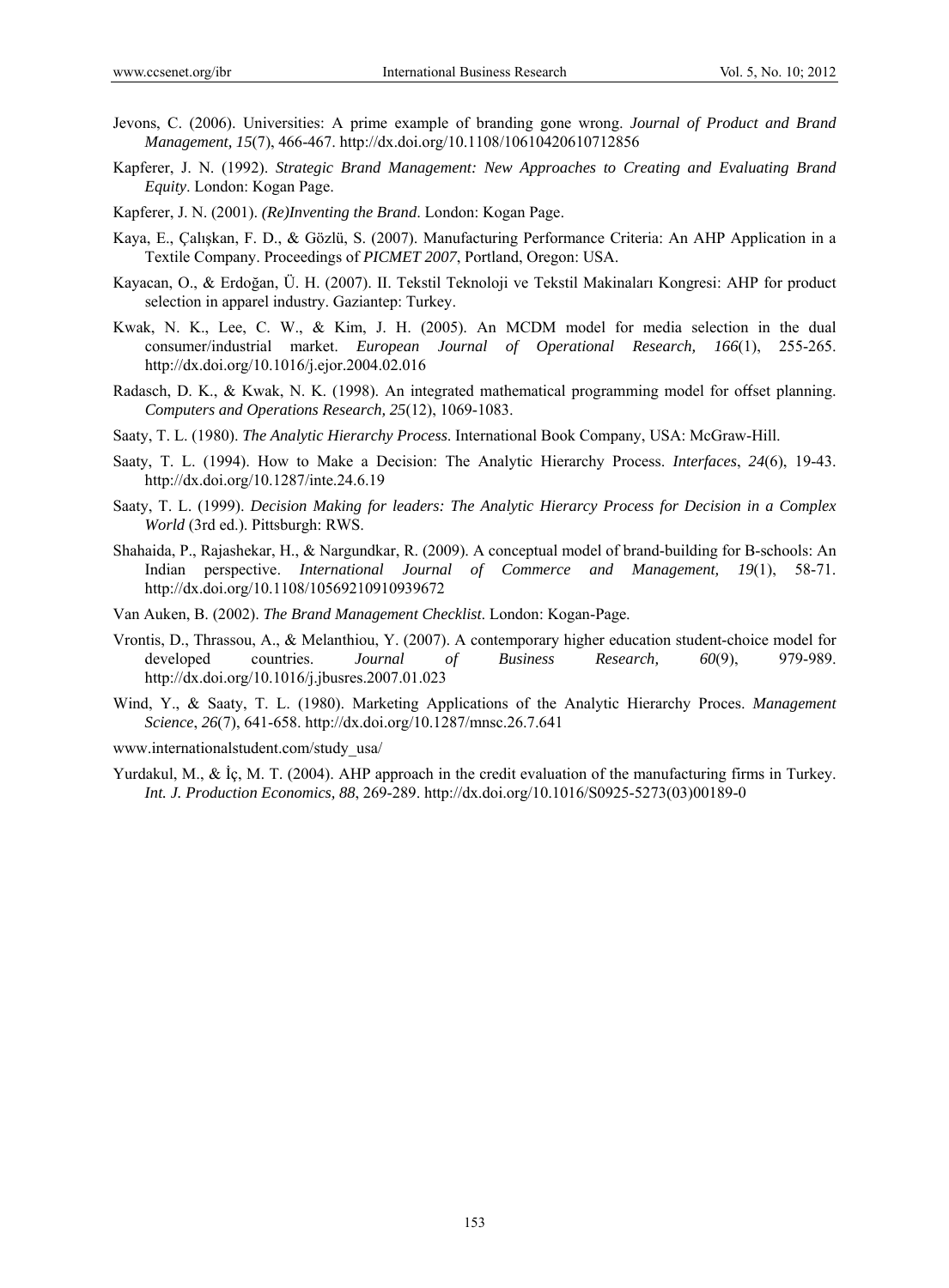Jevons, C. (2006). Universities: A prime example of branding gone wrong. *Journal of Product and Brand Management, 15*(7), 466-467. http://dx.doi.org/10.1108/10610420610712856

Kapferer, J. N. (1992). *Strategic Brand Management: New Approaches to Creating and Evaluating Brand Equity*. London: Kogan Page.

Kapferer, J. N. (2001). *(Re)Inventing the Brand*. London: Kogan Page.

Kaya, E., Çalışkan, F. D., & Gözlü, S. (2007). Manufacturing Performance Criteria: An AHP Application in a Textile Company. Proceedings of *PICMET 2007*, Portland, Oregon: USA.

Kayacan, O., & Erdoğan, Ü. H. (2007). II. Tekstil Teknoloji ve Tekstil Makinaları Kongresi: AHP for product selection in apparel industry. Gaziantep: Turkey.

Kwak, N. K., Lee, C. W., & Kim, J. H. (2005). An MCDM model for media selection in the dual consumer/industrial market. *European Journal of Operational Research, 166*(1), 255-265. http://dx.doi.org/10.1016/j.ejor.2004.02.016

Radasch, D. K., & Kwak, N. K. (1998). An integrated mathematical programming model for offset planning. *Computers and Operations Research, 25*(12), 1069-1083.

Saaty, T. L. (1980). *The Analytic Hierarchy Process*. International Book Company, USA: McGraw-Hill.

Saaty, T. L. (1994). How to Make a Decision: The Analytic Hierarchy Process. *Interfaces*, *24*(6), 19-43. http://dx.doi.org/10.1287/inte.24.6.19

Saaty, T. L. (1999). *Decision Making for leaders: The Analytic Hierarcy Process for Decision in a Complex World* (3rd ed.). Pittsburgh: RWS.

Shahaida, P., Rajashekar, H., & Nargundkar, R. (2009). A conceptual model of brand-building for B-schools: An Indian perspective. *International Journal of Commerce and Management, 19*(1), 58-71. http://dx.doi.org/10.1108/10569210910939672

Van Auken, B. (2002). *The Brand Management Checklist*. London: Kogan-Page.

Vrontis, D., Thrassou, A., & Melanthiou, Y. (2007). A contemporary higher education student-choice model for developed countries. *Journal of Business Research, 60*(9), 979-989. http://dx.doi.org/10.1016/j.jbusres.2007.01.023

Wind, Y., & Saaty, T. L. (1980). Marketing Applications of the Analytic Hierarchy Proces. *Management Science*, *26*(7), 641-658. http://dx.doi.org/10.1287/mnsc.26.7.641

www.internationalstudent.com/study_usa/

Yurdakul, M., & İç, M. T. (2004). AHP approach in the credit evaluation of the manufacturing firms in Turkey. *Int. J. Production Economics, 88*, 269-289. http://dx.doi.org/10.1016/S0925-5273(03)00189-0